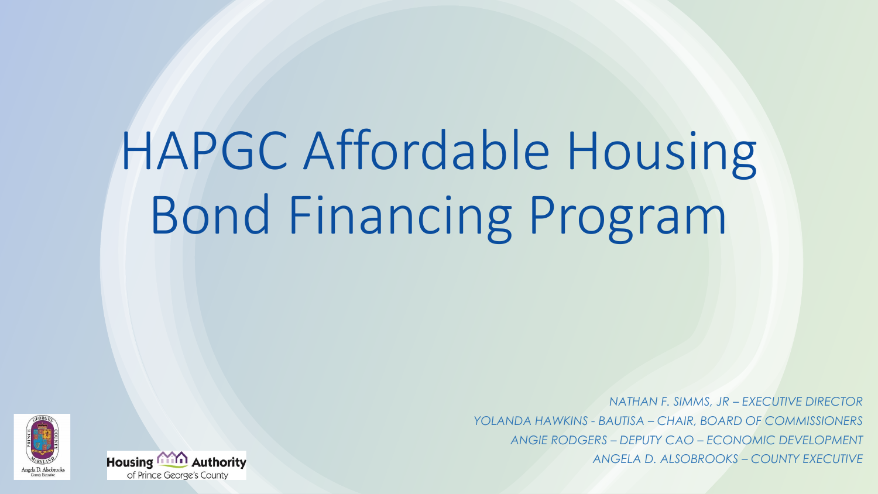# HAPGC Affordable Housing Bond Financing Program

*NATHAN F. SIMMS, JR – EXECUTIVE DIRECTOR*

*YOLANDA HAWKINS - BAUTISA – CHAIR, BOARD OF COMMISSIONERS*

*ANGIE RODGERS – DEPUTY CAO – ECONOMIC DEVELOPMENT*

*ANGELA D. ALSOBROOKS – COUNTY EXECUTIVE*

Angela D. Alsobrooks
County Executive

Housing Authority of Prince George's County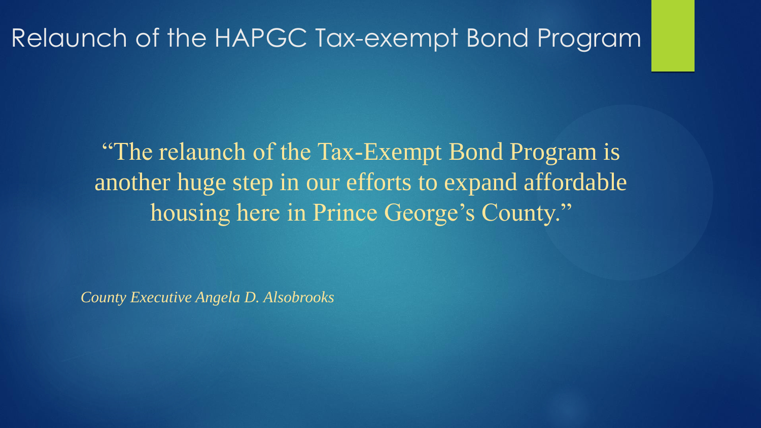# Relaunch of the HAPGC Tax-exempt Bond Program

"The relaunch of the Tax-Exempt Bond Program is another huge step in our efforts to expand affordable housing here in Prince George's County."

*County Executive Angela D. Alsobrooks*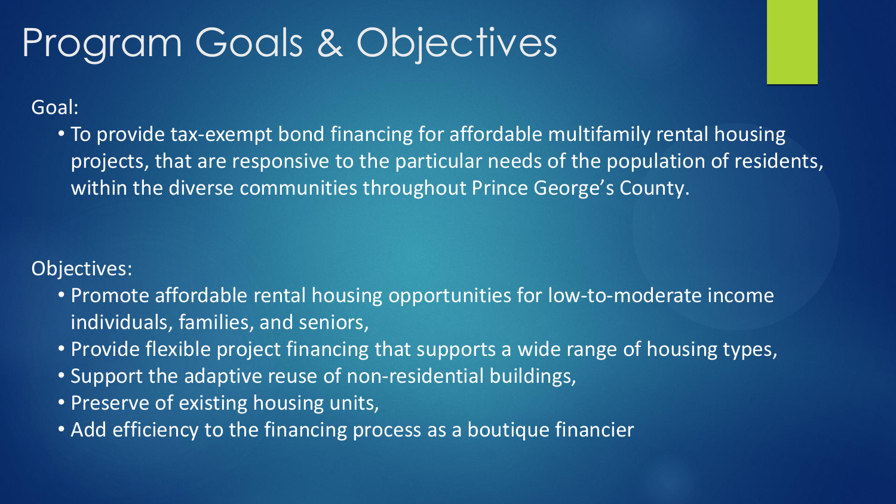# Program Goals & Objectives

Goal:

- To provide tax-exempt bond financing for affordable multifamily rental housing projects, that are responsive to the particular needs of the population of residents, within the diverse communities throughout Prince George's County.

Objectives:

- Promote affordable rental housing opportunities for low-to-moderate income individuals, families, and seniors,
- Provide flexible project financing that supports a wide range of housing types,
- Support the adaptive reuse of non-residential buildings,
- Preserve of existing housing units,
- Add efficiency to the financing process as a boutique financier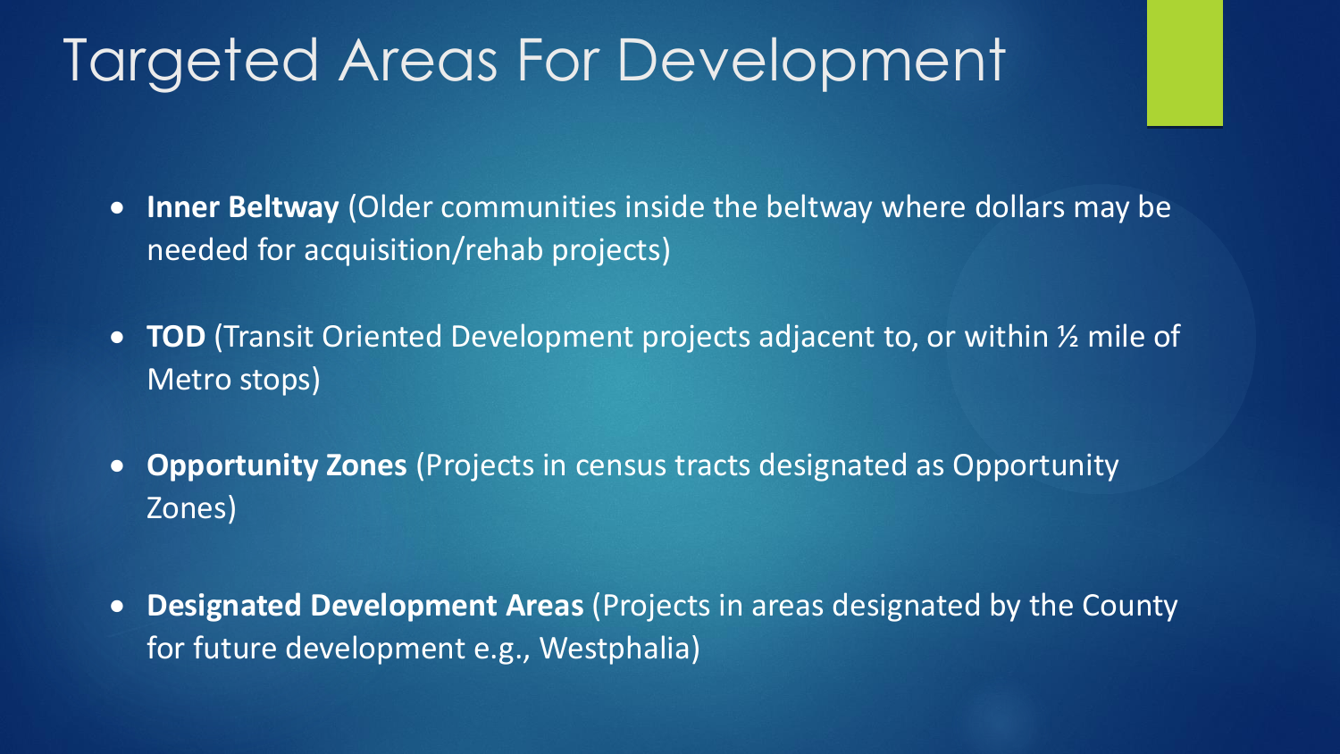# Targeted Areas For Development

- **Inner Beltway** (Older communities inside the beltway where dollars may be needed for acquisition/rehab projects)
- **TOD** (Transit Oriented Development projects adjacent to, or within ½ mile of Metro stops)
- **Opportunity Zones** (Projects in census tracts designated as Opportunity Zones)
- **Designated Development Areas** (Projects in areas designated by the County for future development e.g., Westphalia)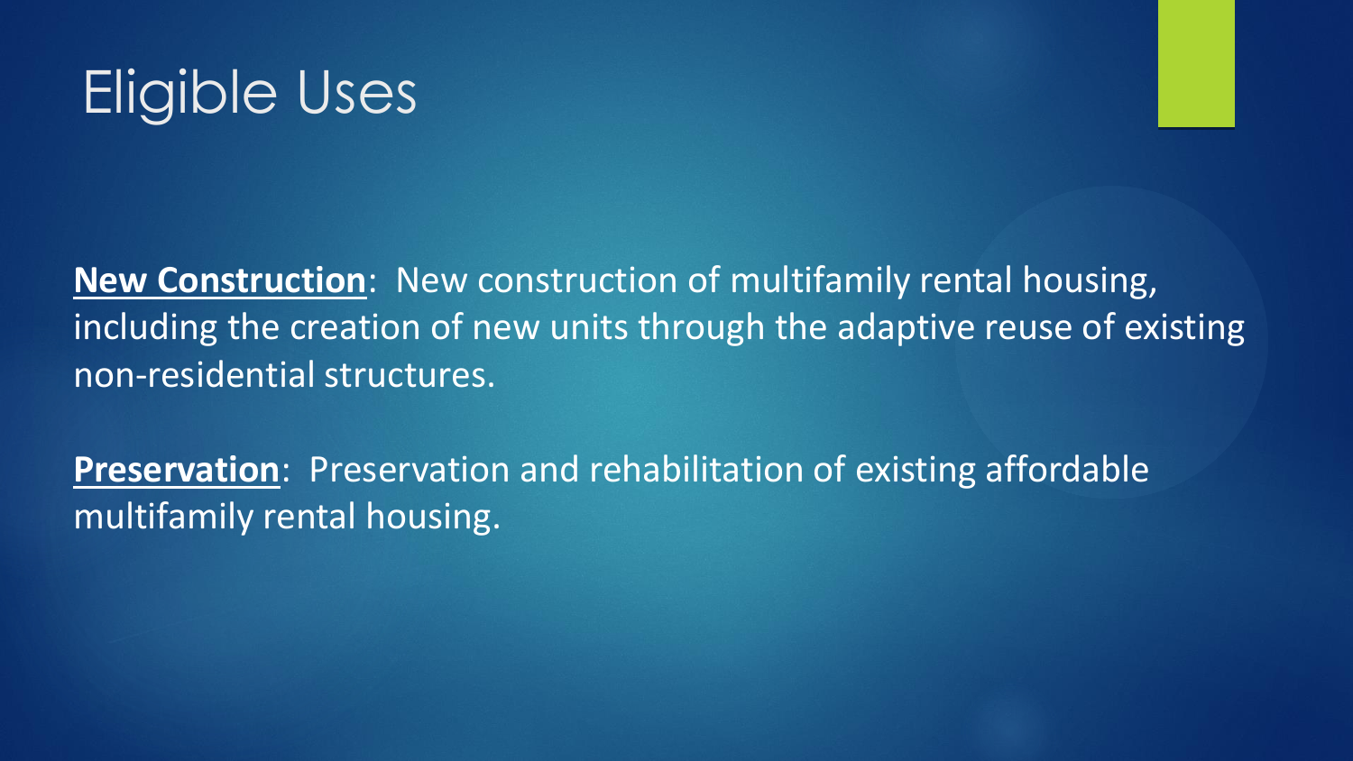# Eligible Uses

**New Construction**: New construction of multifamily rental housing, including the creation of new units through the adaptive reuse of existing non-residential structures.

**Preservation**: Preservation and rehabilitation of existing affordable multifamily rental housing.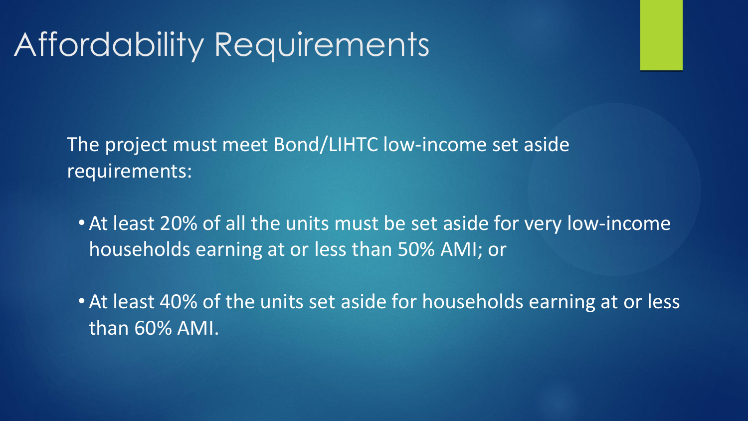# Affordability Requirements

The project must meet Bond/LIHTC low-income set aside requirements:

- At least 20% of all the units must be set aside for very low-income households earning at or less than 50% AMI; or
- At least 40% of the units set aside for households earning at or less than 60% AMI.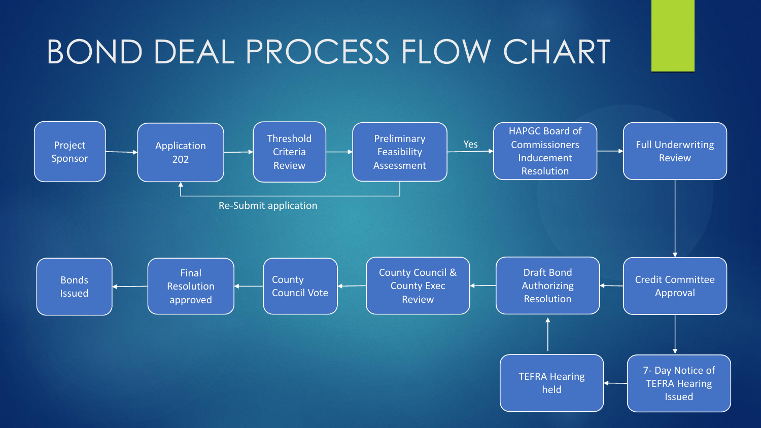# BOND DEAL PROCESS FLOW CHART

- Project Sponsor
- Application 202
- Threshold Criteria Review
- Preliminary Feasibility Assessment
  - Re-Submit application (returns to Application 202)
  - Yes
- HAPGC Board of Commissioners Inducement Resolution
- Full Underwriting Review
- Credit Committee Approval
- 7- Day Notice of TEFRA Hearing Issued
- TEFRA Hearing held
- Draft Bond Authorizing Resolution
- County Council & County Exec Review
- County Council Vote
- Final Resolution approved
- Bonds Issued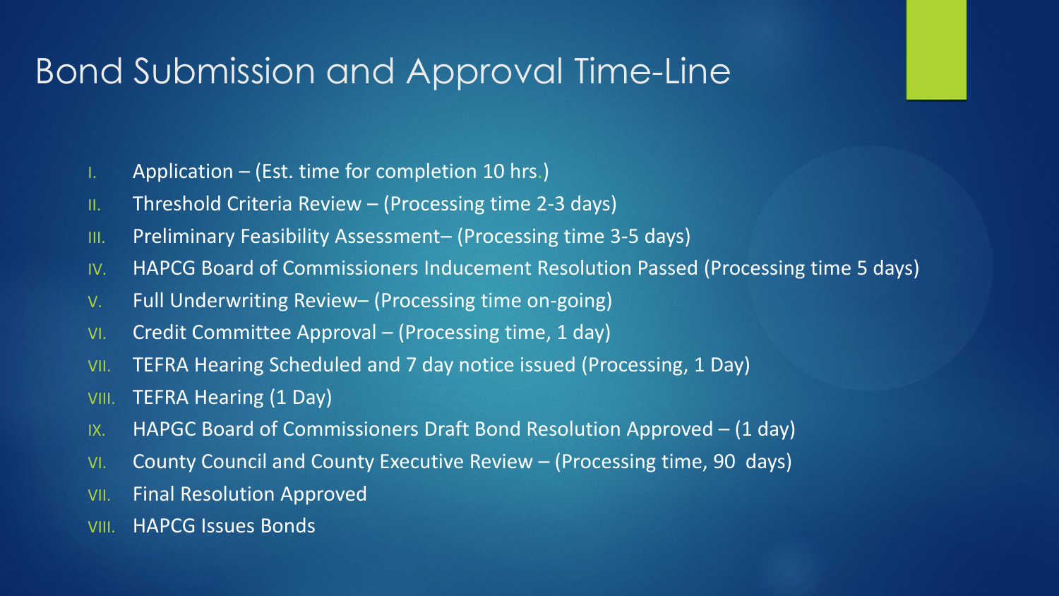# Bond Submission and Approval Time-Line

- I. Application – (Est. time for completion 10 hrs.)
- II. Threshold Criteria Review – (Processing time 2-3 days)
- III. Preliminary Feasibility Assessment– (Processing time 3-5 days)
- IV. HAPCG Board of Commissioners Inducement Resolution Passed (Processing time 5 days)
- V. Full Underwriting Review– (Processing time on-going)
- VI. Credit Committee Approval – (Processing time, 1 day)
- VII. TEFRA Hearing Scheduled and 7 day notice issued (Processing, 1 Day)
- VIII. TEFRA Hearing (1 Day)
- IX. HAPGC Board of Commissioners Draft Bond Resolution Approved – (1 day)
- VI. County Council and County Executive Review – (Processing time, 90 days)
- VII. Final Resolution Approved
- VIII. HAPCG Issues Bonds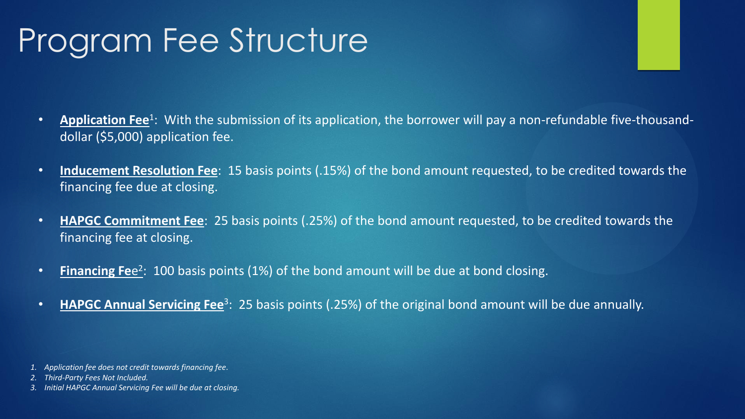# Program Fee Structure

- **Application Fee**[1]: With the submission of its application, the borrower will pay a non-refundable five-thousand-dollar ($5,000) application fee.
- **Inducement Resolution Fee**: 15 basis points (.15%) of the bond amount requested, to be credited towards the financing fee due at closing.
- **HAPGC Commitment Fee**: 25 basis points (.25%) of the bond amount requested, to be credited towards the financing fee at closing.
- **Financing Fee**[2]: 100 basis points (1%) of the bond amount will be due at bond closing.
- **HAPGC Annual Servicing Fee**[3]: 25 basis points (.25%) of the original bond amount will be due annually.

1. *Application fee does not credit towards financing fee.*
2. *Third-Party Fees Not Included.*
3. *Initial HAPGC Annual Servicing Fee will be due at closing.*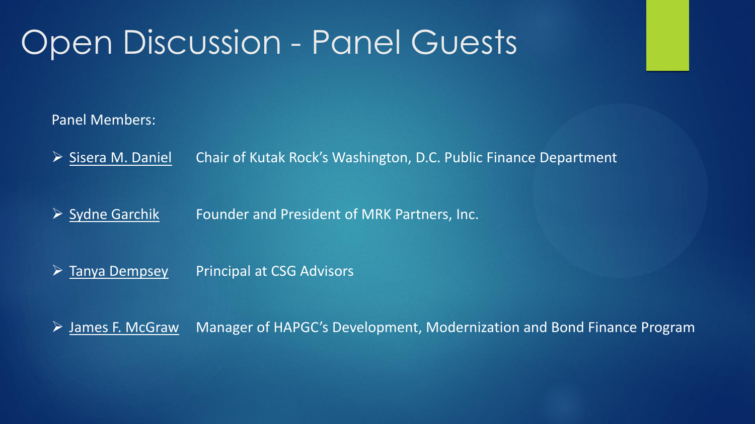# Open Discussion - Panel Guests

Panel Members:

- Sisera M. Daniel — Chair of Kutak Rock's Washington, D.C. Public Finance Department
- Sydne Garchik — Founder and President of MRK Partners, Inc.
- Tanya Dempsey — Principal at CSG Advisors
- James F. McGraw — Manager of HAPGC's Development, Modernization and Bond Finance Program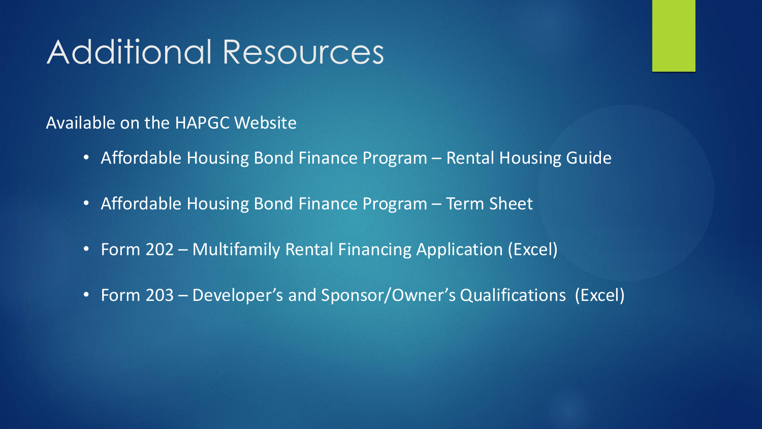# Additional Resources

Available on the HAPGC Website

- Affordable Housing Bond Finance Program – Rental Housing Guide
- Affordable Housing Bond Finance Program – Term Sheet
- Form 202 – Multifamily Rental Financing Application (Excel)
- Form 203 – Developer's and Sponsor/Owner's Qualifications (Excel)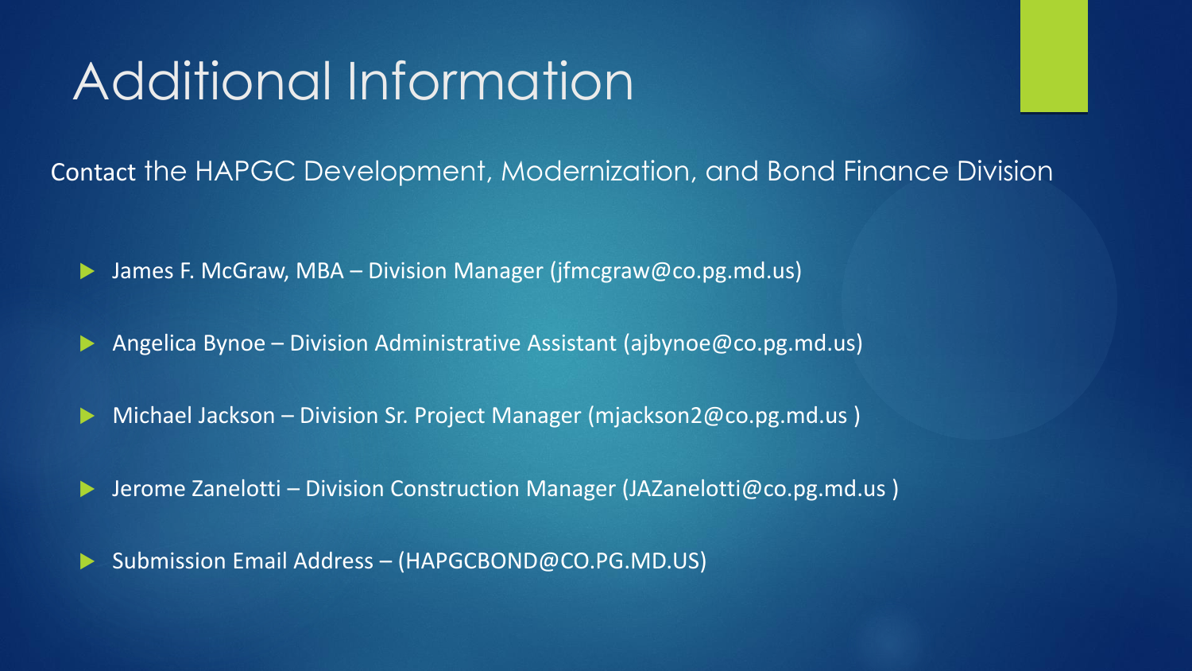# Additional Information

Contact the HAPGC Development, Modernization, and Bond Finance Division

- James F. McGraw, MBA – Division Manager (jfmcgraw@co.pg.md.us)
- Angelica Bynoe – Division Administrative Assistant (ajbynoe@co.pg.md.us)
- Michael Jackson – Division Sr. Project Manager (mjackson2@co.pg.md.us )
- Jerome Zanelotti – Division Construction Manager (JAZanelotti@co.pg.md.us )
- Submission Email Address – (HAPGCBOND@CO.PG.MD.US)